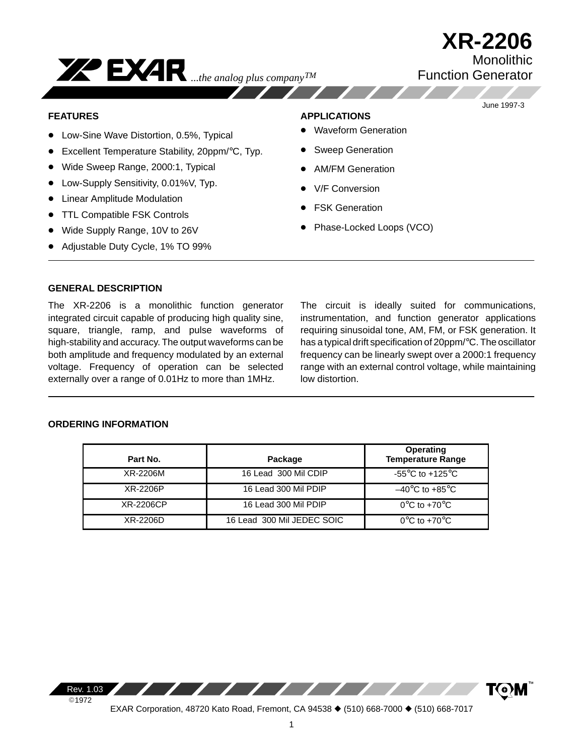# XR-2206

## Monolithic Function Generator

EXAR ...*the analog plus company*™

June 1997-3

### FEATURES

- Low-Sine Wave Distortion, 0.5%, Typical
- Excellent Temperature Stability, 20ppm/°C, Typ.
- Wide Sweep Range, 2000:1, Typical
- Low-Supply Sensitivity, 0.01%V, Typ.
- Linear Amplitude Modulation
- TTL Compatible FSK Controls
- Wide Supply Range, 10V to 26V
- Adjustable Duty Cycle, 1% TO 99%

### APPLICATIONS

- Waveform Generation
- Sweep Generation
- AM/FM Generation
- V/F Conversion
- FSK Generation
- Phase-Locked Loops (VCO)

### GENERAL DESCRIPTION

The XR-2206 is a monolithic function generator integrated circuit capable of producing high quality sine, square, triangle, ramp, and pulse waveforms of high-stability and accuracy. The output waveforms can be both amplitude and frequency modulated by an external voltage. Frequency of operation can be selected externally over a range of 0.01Hz to more than 1MHz.

The circuit is ideally suited for communications, instrumentation, and function generator applications requiring sinusoidal tone, AM, FM, or FSK generation. It has a typical drift specification of 20ppm/°C. The oscillator frequency can be linearly swept over a 2000:1 frequency range with an external control voltage, while maintaining low distortion.

### ORDERING INFORMATION

| Part No. | Package | Operating Temperature Range |
|---|---|---|
| XR-2206M | 16 Lead 300 Mil CDIP | -55°C to +125°C |
| XR-2206P | 16 Lead 300 Mil PDIP | –40°C to +85°C |
| XR-2206CP | 16 Lead 300 Mil PDIP | 0°C to +70°C |
| XR-2206D | 16 Lead 300 Mil JEDEC SOIC | 0°C to +70°C |

Rev. 1.03

©1972

EXAR Corporation, 48720 Kato Road, Fremont, CA 94538 ◆ (510) 668-7000 ◆ (510) 668-7017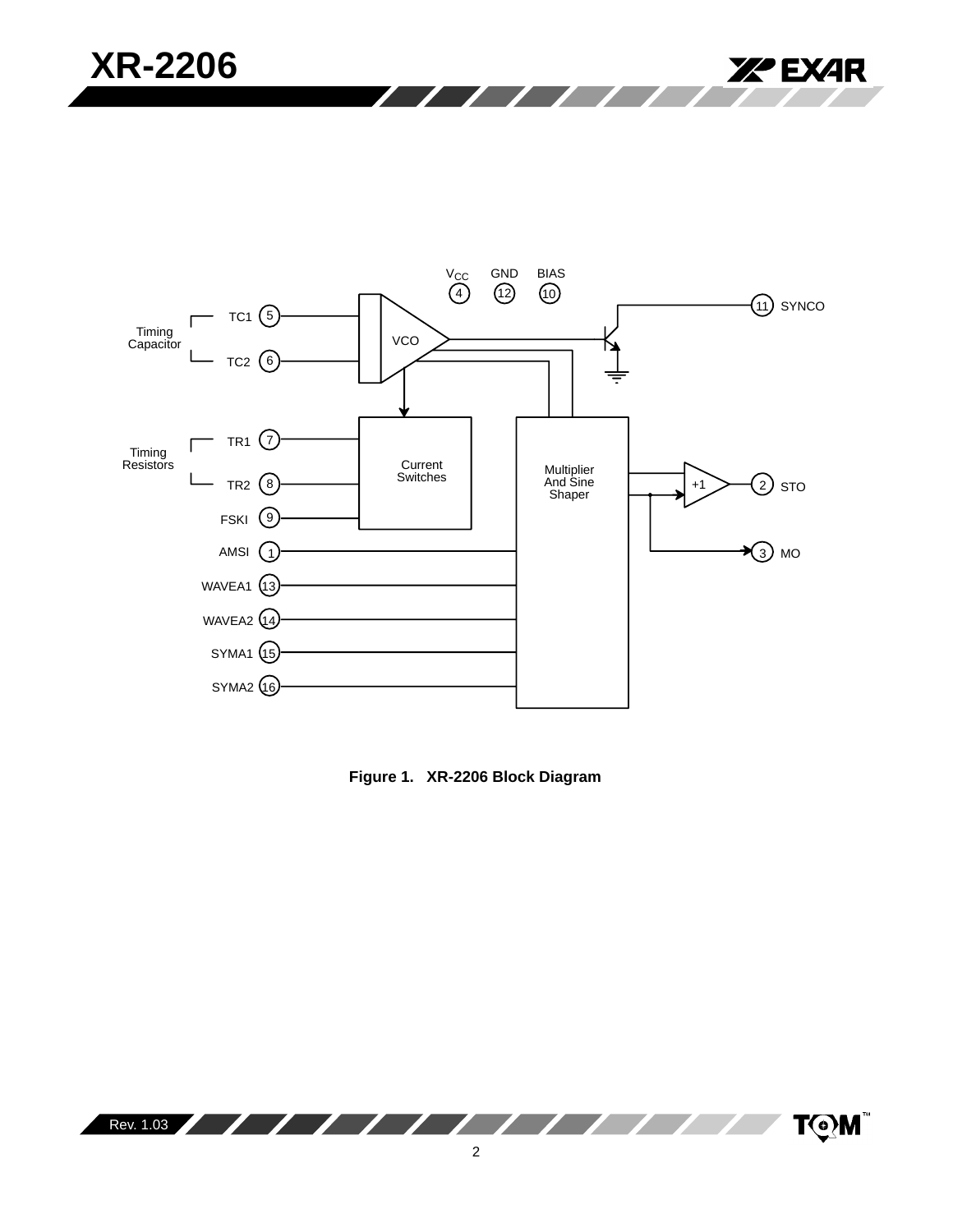Figure 1. XR-2206 Block Diagram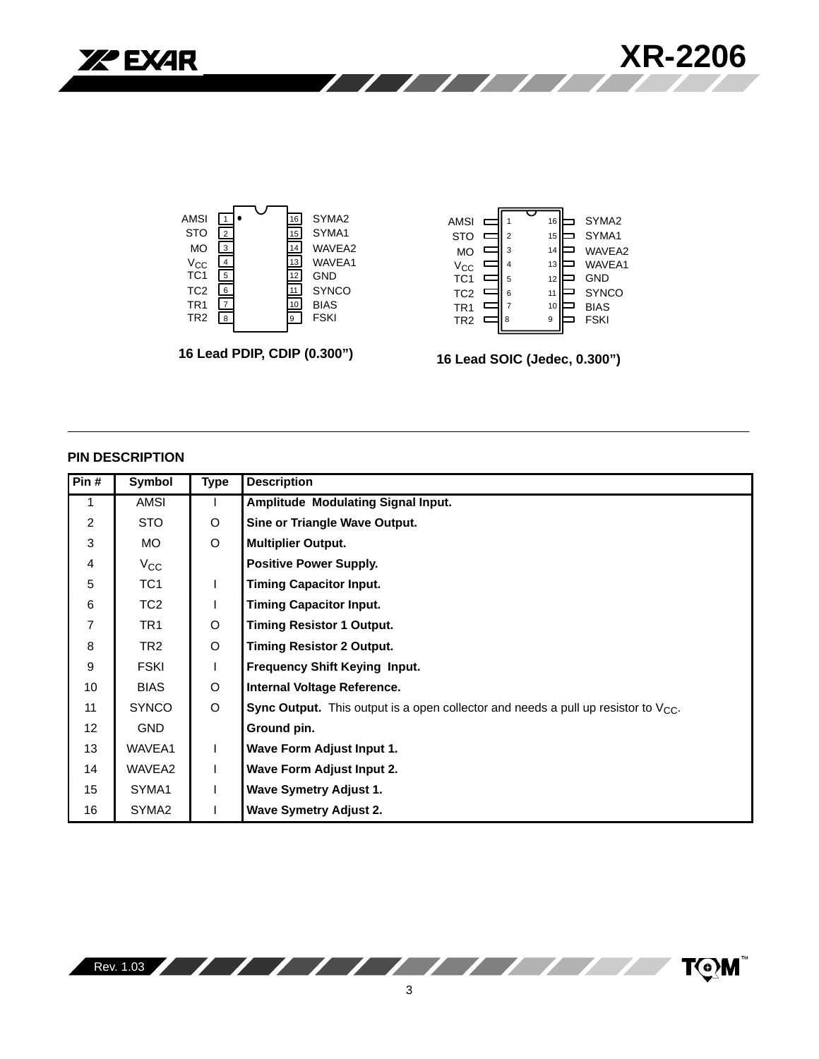| Pin | Name | Pin | Name |
|---|---|---|---|
| 1 | AMSI | 16 | SYMA2 |
| 2 | STO | 15 | SYMA1 |
| 3 | MO | 14 | WAVEA2 |
| 4 | $V_{CC}$ | 13 | WAVEA1 |
| 5 | TC1 | 12 | GND |
| 6 | TC2 | 11 | SYNCO |
| 7 | TR1 | 10 | BIAS |
| 8 | TR2 | 9 | FSKI |

**16 Lead PDIP, CDIP (0.300")**

**16 Lead SOIC (Jedec, 0.300")**

## PIN DESCRIPTION

| Pin # | Symbol | Type | Description |
|---|---|---|---|
| 1 | AMSI | I | **Amplitude Modulating Signal Input.** |
| 2 | STO | O | **Sine or Triangle Wave Output.** |
| 3 | MO | O | **Multiplier Output.** |
| 4 | $V_{CC}$ | | **Positive Power Supply.** |
| 5 | TC1 | I | **Timing Capacitor Input.** |
| 6 | TC2 | I | **Timing Capacitor Input.** |
| 7 | TR1 | O | **Timing Resistor 1 Output.** |
| 8 | TR2 | O | **Timing Resistor 2 Output.** |
| 9 | FSKI | I | **Frequency Shift Keying Input.** |
| 10 | BIAS | O | **Internal Voltage Reference.** |
| 11 | SYNCO | O | **Sync Output.** This output is a open collector and needs a pull up resistor to $V_{CC}$. |
| 12 | GND | | **Ground pin.** |
| 13 | WAVEA1 | I | **Wave Form Adjust Input 1.** |
| 14 | WAVEA2 | I | **Wave Form Adjust Input 2.** |
| 15 | SYMA1 | I | **Wave Symetry Adjust 1.** |
| 16 | SYMA2 | I | **Wave Symetry Adjust 2.** |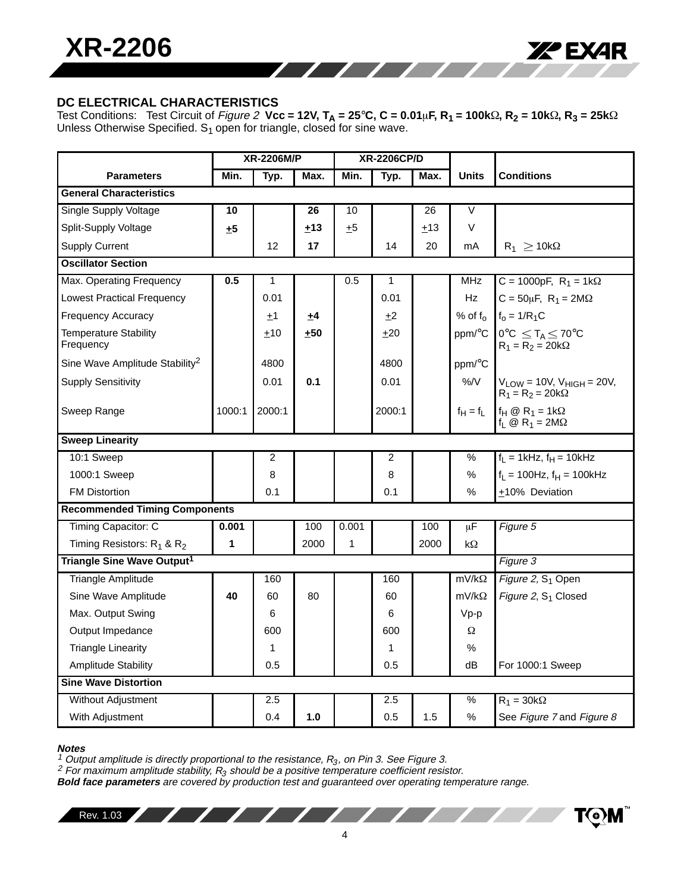## DC ELECTRICAL CHARACTERISTICS

Test Conditions: Test Circuit of *Figure 2* **Vcc = 12V, $T_A$ = 25°C, C = 0.01μF, $R_1$ = 100kΩ, $R_2$ = 10kΩ, $R_3$ = 25kΩ** Unless Otherwise Specified. $S_1$ open for triangle, closed for sine wave.

| | XR-2206M/P | | | XR-2206CP/D | | | | |
|---|---|---|---|---|---|---|---|---|
| **Parameters** | **Min.** | **Typ.** | **Max.** | **Min.** | **Typ.** | **Max.** | **Units** | **Conditions** |
| **General Characteristics** | | | | | | | | |
| Single Supply Voltage | **10** | | **26** | 10 | | 26 | V | |
| Split-Supply Voltage | **±5** | | **±13** | ±5 | | ±13 | V | |
| Supply Current | | 12 | **17** | | 14 | 20 | mA | $R_1 \geq 10k\Omega$ |
| **Oscillator Section** | | | | | | | | |
| Max. Operating Frequency | **0.5** | 1 | | 0.5 | 1 | | MHz | C = 1000pF, $R_1$ = 1kΩ |
| Lowest Practical Frequency | | 0.01 | | | 0.01 | | Hz | C = 50μF, $R_1$ = 2MΩ |
| Frequency Accuracy | | ±1 | **±4** | | ±2 | | % of $f_o$ | $f_o = 1/R_1C$ |
| Temperature Stability Frequency | | ±10 | **±50** | | ±20 | | ppm/°C | $0°C \leq T_A \leq 70°C$ $R_1 = R_2 = 20k\Omega$ |
| Sine Wave Amplitude Stability[2] | | 4800 | | | 4800 | | ppm/°C | |
| Supply Sensitivity | | 0.01 | **0.1** | | 0.01 | | %/V | $V_{LOW}$ = 10V, $V_{HIGH}$ = 20V, $R_1 = R_2 = 20k\Omega$ |
| Sweep Range | 1000:1 | 2000:1 | | | 2000:1 | | $f_H = f_L$ | $f_H$ @ $R_1$ = 1kΩ $f_L$ @ $R_1$ = 2MΩ |
| **Sweep Linearity** | | | | | | | | |
| 10:1 Sweep | | 2 | | | 2 | | % | $f_L$ = 1kHz, $f_H$ = 10kHz |
| 1000:1 Sweep | | 8 | | | 8 | | % | $f_L$ = 100Hz, $f_H$ = 100kHz |
| FM Distortion | | 0.1 | | | 0.1 | | % | ±10% Deviation |
| **Recommended Timing Components** | | | | | | | | |
| Timing Capacitor: C | **0.001** | | 100 | 0.001 | | 100 | μF | *Figure 5* |
| Timing Resistors: $R_1$ & $R_2$ | **1** | | 2000 | 1 | | 2000 | kΩ | |
| **Triangle Sine Wave Output[1]** | | | | | | | | *Figure 3* |
| Triangle Amplitude | | 160 | | | 160 | | mV/kΩ | *Figure 2,* $S_1$ Open |
| Sine Wave Amplitude | **40** | 60 | 80 | | 60 | | mV/kΩ | *Figure 2*, $S_1$ Closed |
| Max. Output Swing | | 6 | | | 6 | | Vp-p | |
| Output Impedance | | 600 | | | 600 | | Ω | |
| Triangle Linearity | | 1 | | | 1 | | % | |
| Amplitude Stability | | 0.5 | | | 0.5 | | dB | For 1000:1 Sweep |
| **Sine Wave Distortion** | | | | | | | | |
| Without Adjustment | | 2.5 | | | 2.5 | | % | $R_1$ = 30kΩ |
| With Adjustment | | 0.4 | **1.0** | | 0.5 | 1.5 | % | See *Figure 7* and *Figure 8* |

***Notes***

*[1] Output amplitude is directly proportional to the resistance, $R_3$, on Pin 3. See Figure 3.*

*[2] For maximum amplitude stability, $R_3$ should be a positive temperature coefficient resistor.*

***Bold face parameters*** *are covered by production test and guaranteed over operating temperature range.*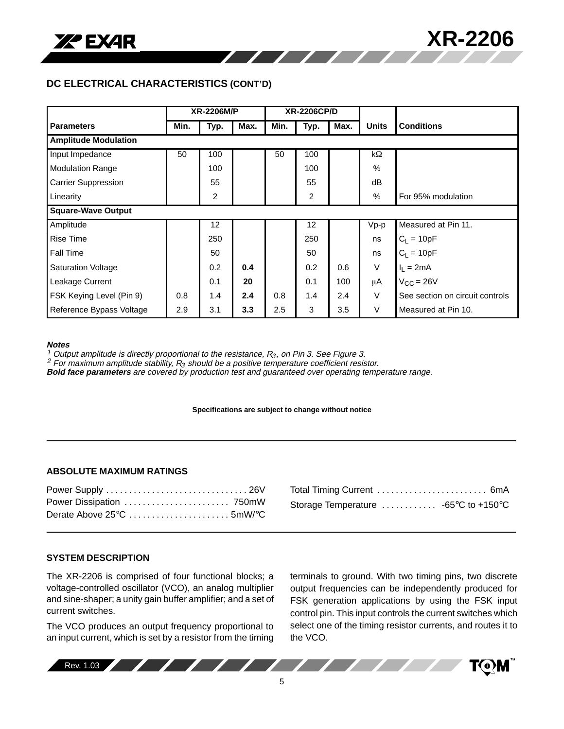## DC ELECTRICAL CHARACTERISTICS (CONT'D)

| | XR-2206M/P | | | XR-2206CP/D | | | | |
|---|---|---|---|---|---|---|---|---|
| **Parameters** | **Min.** | **Typ.** | **Max.** | **Min.** | **Typ.** | **Max.** | **Units** | **Conditions** |
| **Amplitude Modulation** | | | | | | | | |
| Input Impedance | 50 | 100 | | 50 | 100 | | kΩ | |
| Modulation Range | | 100 | | | 100 | | % | |
| Carrier Suppression | | 55 | | | 55 | | dB | |
| Linearity | | 2 | | | 2 | | % | For 95% modulation |
| **Square-Wave Output** | | | | | | | | |
| Amplitude | | 12 | | | 12 | | Vp-p | Measured at Pin 11. |
| Rise Time | | 250 | | | 250 | | ns | $C_L$ = 10pF |
| Fall Time | | 50 | | | 50 | | ns | $C_L$ = 10pF |
| Saturation Voltage | | 0.2 | **0.4** | | 0.2 | 0.6 | V | $I_L$ = 2mA |
| Leakage Current | | 0.1 | **20** | | 0.1 | 100 | μA | $V_{CC}$ = 26V |
| FSK Keying Level (Pin 9) | 0.8 | 1.4 | **2.4** | 0.8 | 1.4 | 2.4 | V | See section on circuit controls |
| Reference Bypass Voltage | 2.9 | 3.1 | **3.3** | 2.5 | 3 | 3.5 | V | Measured at Pin 10. |

***Notes***

*[1] Output amplitude is directly proportional to the resistance, $R_3$, on Pin 3. See Figure 3.*
*[2] For maximum amplitude stability, $R_3$ should be a positive temperature coefficient resistor.*
***Bold face parameters** are covered by production test and guaranteed over operating temperature range.*

**Specifications are subject to change without notice**

### ABSOLUTE MAXIMUM RATINGS

Power Supply . . . . . . . . . . . . . . . . . . . . . . . . . . . . . . . 26V
Power Dissipation . . . . . . . . . . . . . . . . . . . . . . . 750mW
Derate Above 25°C . . . . . . . . . . . . . . . . . . . . . . 5mW/°C
Total Timing Current . . . . . . . . . . . . . . . . . . . . . . . . 6mA
Storage Temperature . . . . . . . . . . . . -65°C to +150°C

### SYSTEM DESCRIPTION

The XR-2206 is comprised of four functional blocks; a voltage-controlled oscillator (VCO), an analog multiplier and sine-shaper; a unity gain buffer amplifier; and a set of current switches.

The VCO produces an output frequency proportional to an input current, which is set by a resistor from the timing terminals to ground. With two timing pins, two discrete output frequencies can be independently produced for FSK generation applications by using the FSK input control pin. This input controls the current switches which select one of the timing resistor currents, and routes it to the VCO.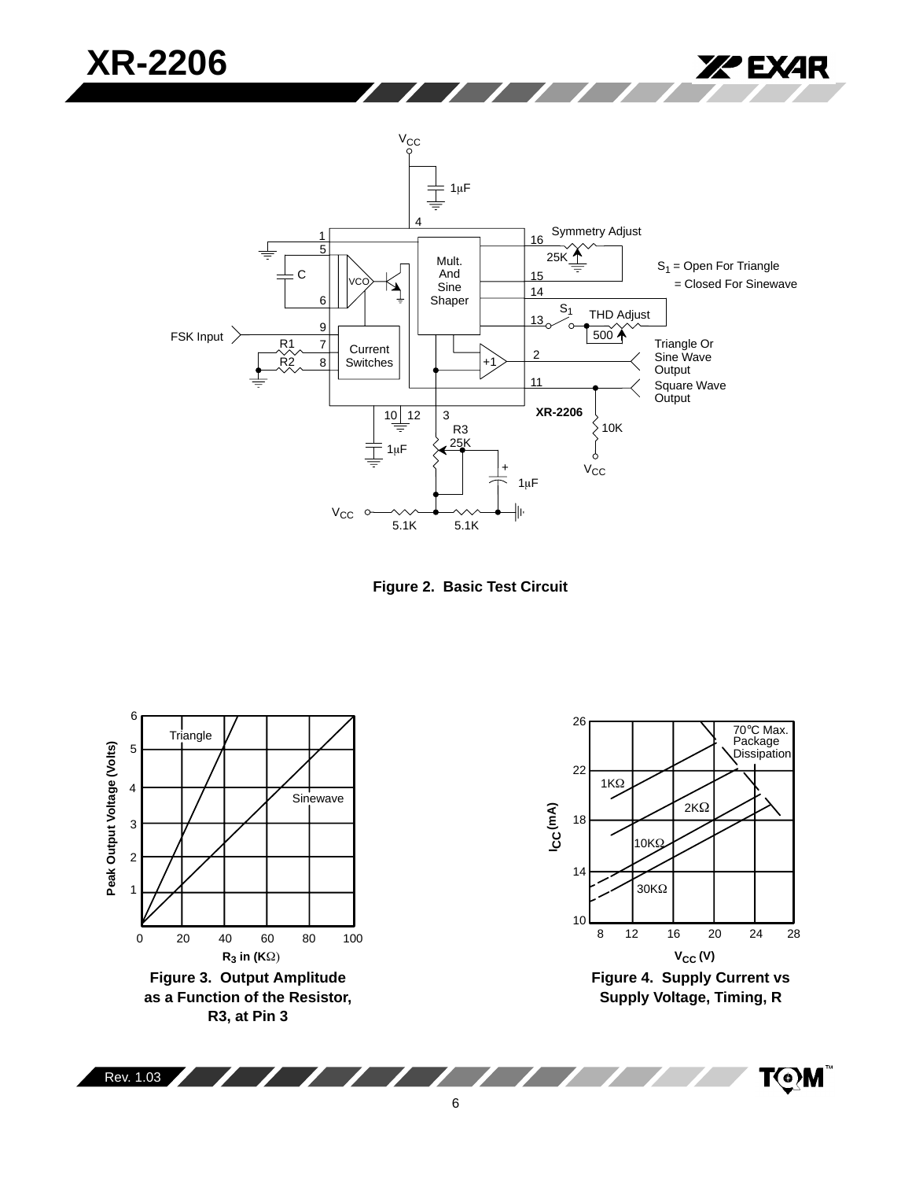**Figure 2. Basic Test Circuit**

**Figure 3. Output Amplitude as a Function of the Resistor, R3, at Pin 3**

**Figure 4. Supply Current vs Supply Voltage, Timing, R**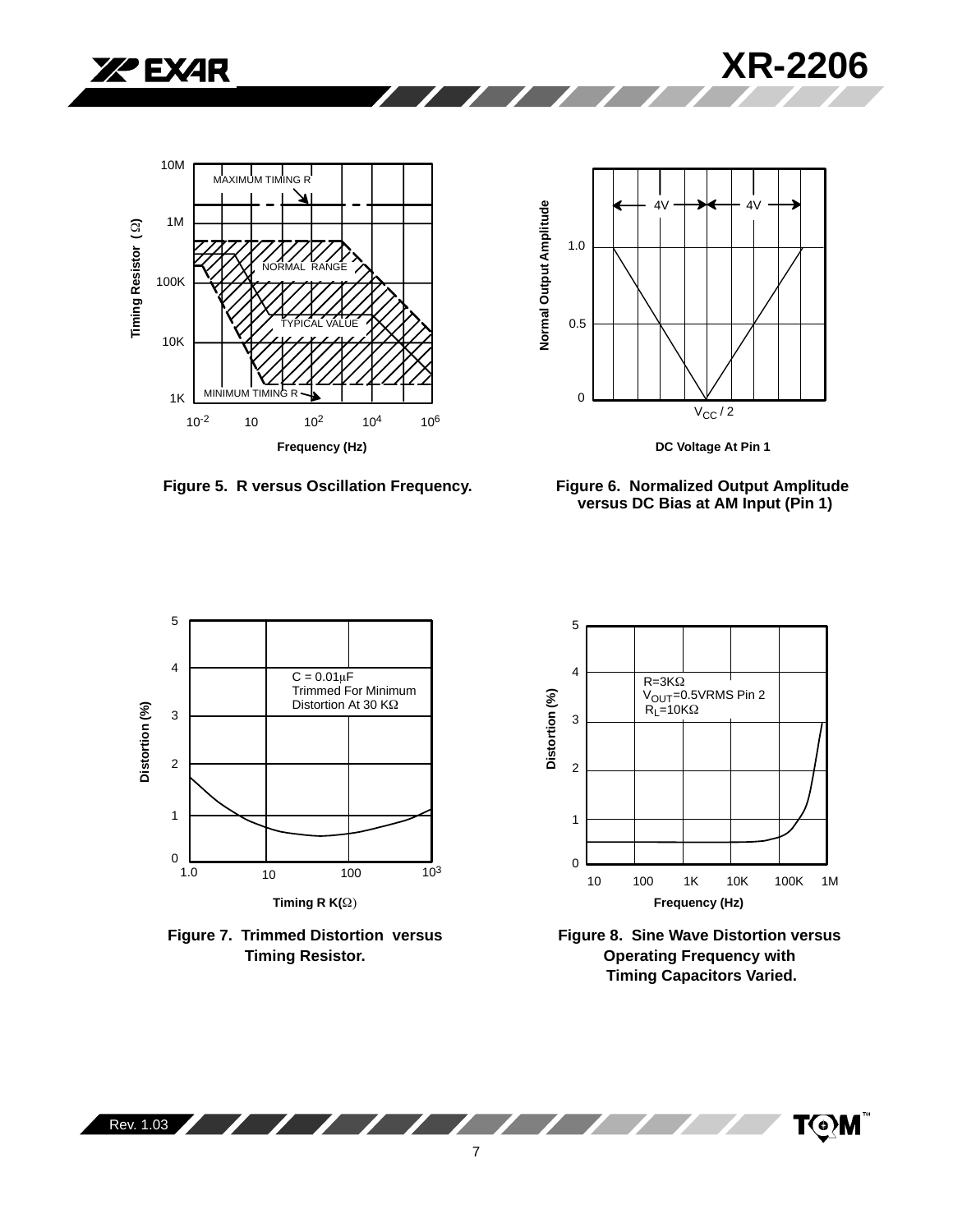MAXIMUM TIMING R

NORMAL RANGE

TYPICAL VALUE

MINIMUM TIMING R

Timing Resistor (Ω)

Frequency (Hz)

Figure 5. R versus Oscillation Frequency.

4V 4V

Normal Output Amplitude

$V_{CC} / 2$

DC Voltage At Pin 1

Figure 6. Normalized Output Amplitude versus DC Bias at AM Input (Pin 1)

C = 0.01μF
Trimmed For Minimum
Distortion At 30 KΩ

Distortion (%)

Timing R K(Ω)

Figure 7. Trimmed Distortion versus Timing Resistor.

R=3KΩ
$V_{OUT}$=0.5VRMS Pin 2
$R_L$=10KΩ

Distortion (%)

Frequency (Hz)

Figure 8. Sine Wave Distortion versus Operating Frequency with Timing Capacitors Varied.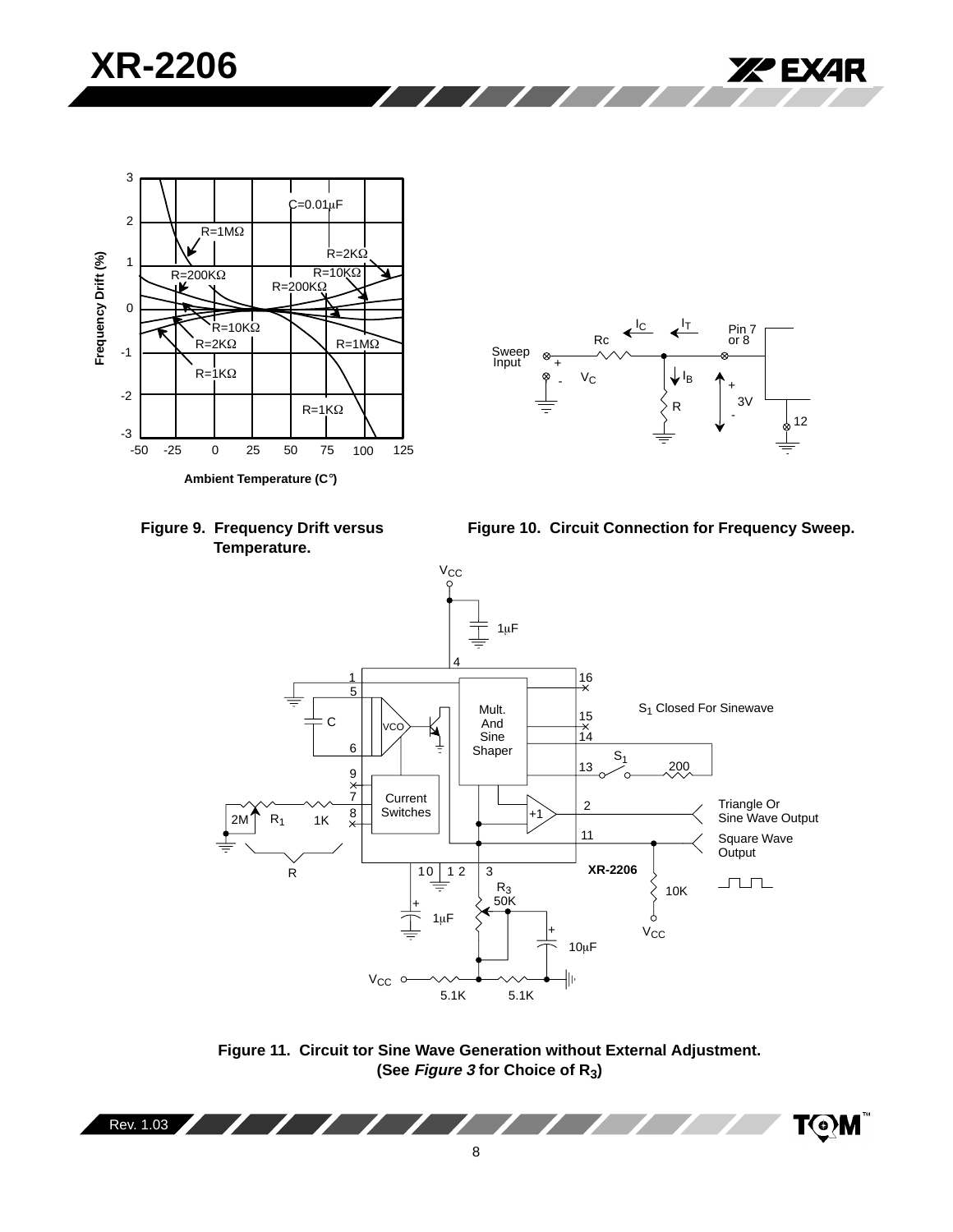Figure 9. Frequency Drift versus Temperature.

Figure 10. Circuit Connection for Frequency Sweep.

Figure 11. Circuit tor Sine Wave Generation without External Adjustment. (See *Figure 3* for Choice of $R_3$)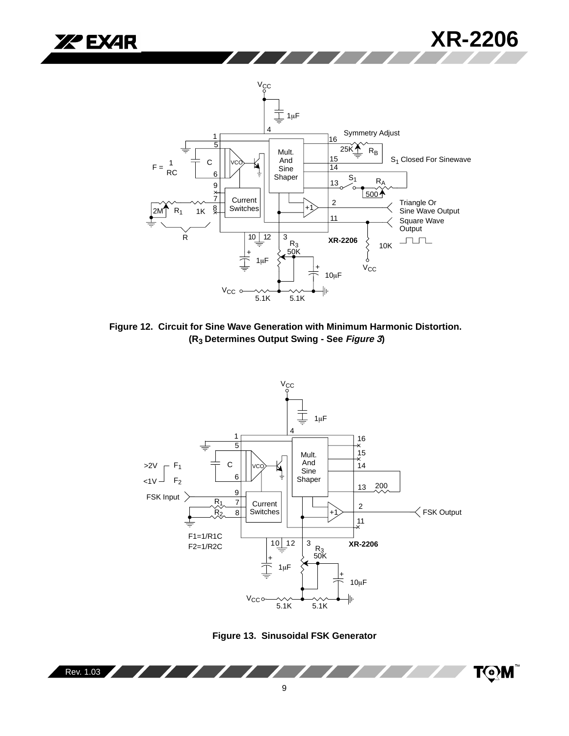**Figure 12. Circuit for Sine Wave Generation with Minimum Harmonic Distortion. ($R_3$ Determines Output Swing - See *Figure 3*)**

**Figure 13. Sinusoidal FSK Generator**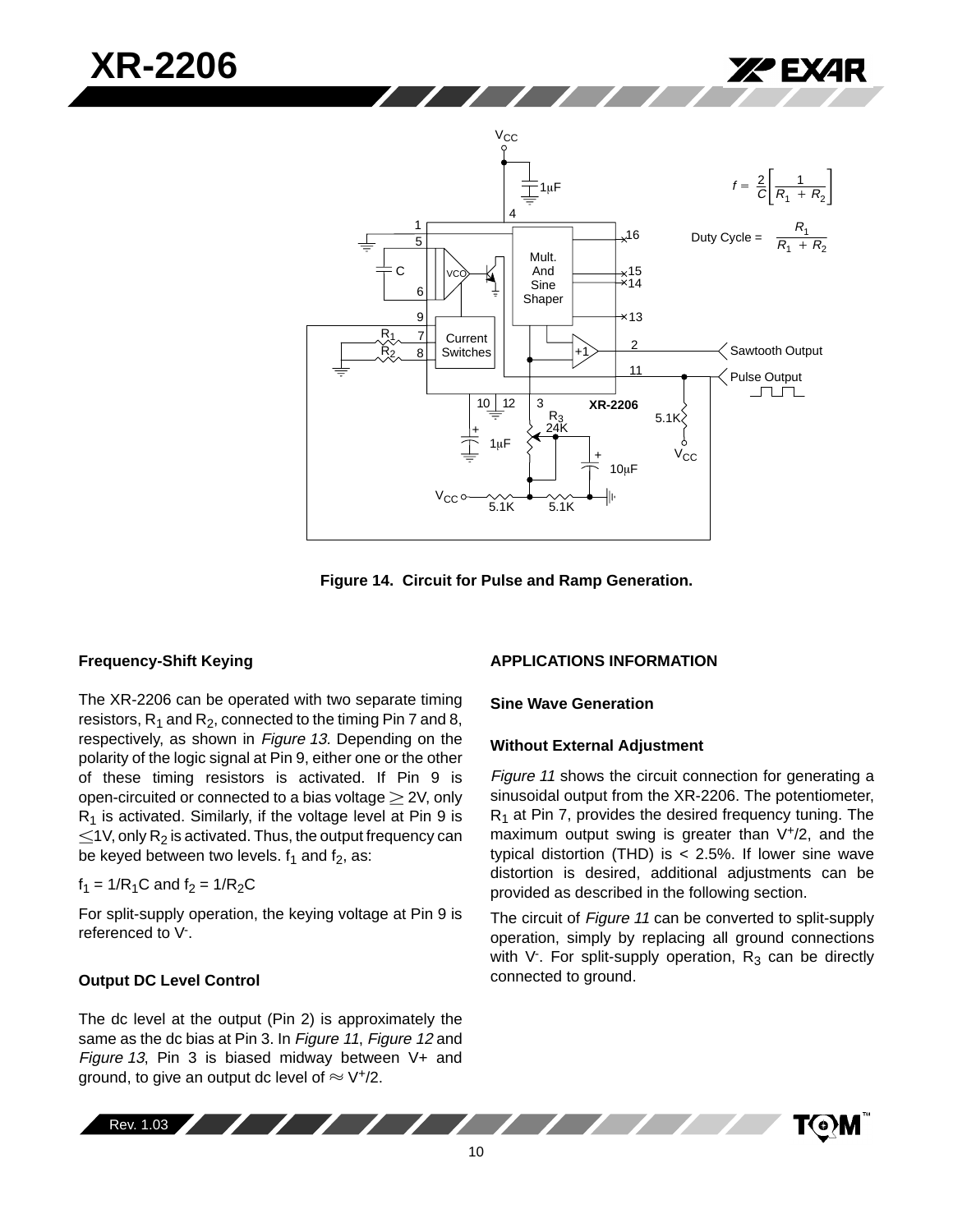$$f = \frac{2}{C}\left[\frac{1}{R_1 + R_2}\right]$$

$$\text{Duty Cycle} = \frac{R_1}{R_1 + R_2}$$

**Figure 14. Circuit for Pulse and Ramp Generation.**

### Frequency-Shift Keying

The XR-2206 can be operated with two separate timing resistors, $R_1$ and $R_2$, connected to the timing Pin 7 and 8, respectively, as shown in *Figure 13*. Depending on the polarity of the logic signal at Pin 9, either one or the other of these timing resistors is activated. If Pin 9 is open-circuited or connected to a bias voltage $\geq$ 2V, only $R_1$ is activated. Similarly, if the voltage level at Pin 9 is $\leq$1V, only $R_2$ is activated. Thus, the output frequency can be keyed between two levels. $f_1$ and $f_2$, as:

$f_1 = 1/R_1C$ and $f_2 = 1/R_2C$

For split-supply operation, the keying voltage at Pin 9 is referenced to $V^-$.

### Output DC Level Control

The dc level at the output (Pin 2) is approximately the same as the dc bias at Pin 3. In *Figure 11*, *Figure 12* and *Figure 13*, Pin 3 is biased midway between V+ and ground, to give an output dc level of $\approx V^+/2$.

## APPLICATIONS INFORMATION

### Sine Wave Generation

### Without External Adjustment

*Figure 11* shows the circuit connection for generating a sinusoidal output from the XR-2206. The potentiometer, $R_1$ at Pin 7, provides the desired frequency tuning. The maximum output swing is greater than $V^+/2$, and the typical distortion (THD) is < 2.5%. If lower sine wave distortion is desired, additional adjustments can be provided as described in the following section.

The circuit of *Figure 11* can be converted to split-supply operation, simply by replacing all ground connections with $V^-$. For split-supply operation, $R_3$ can be directly connected to ground.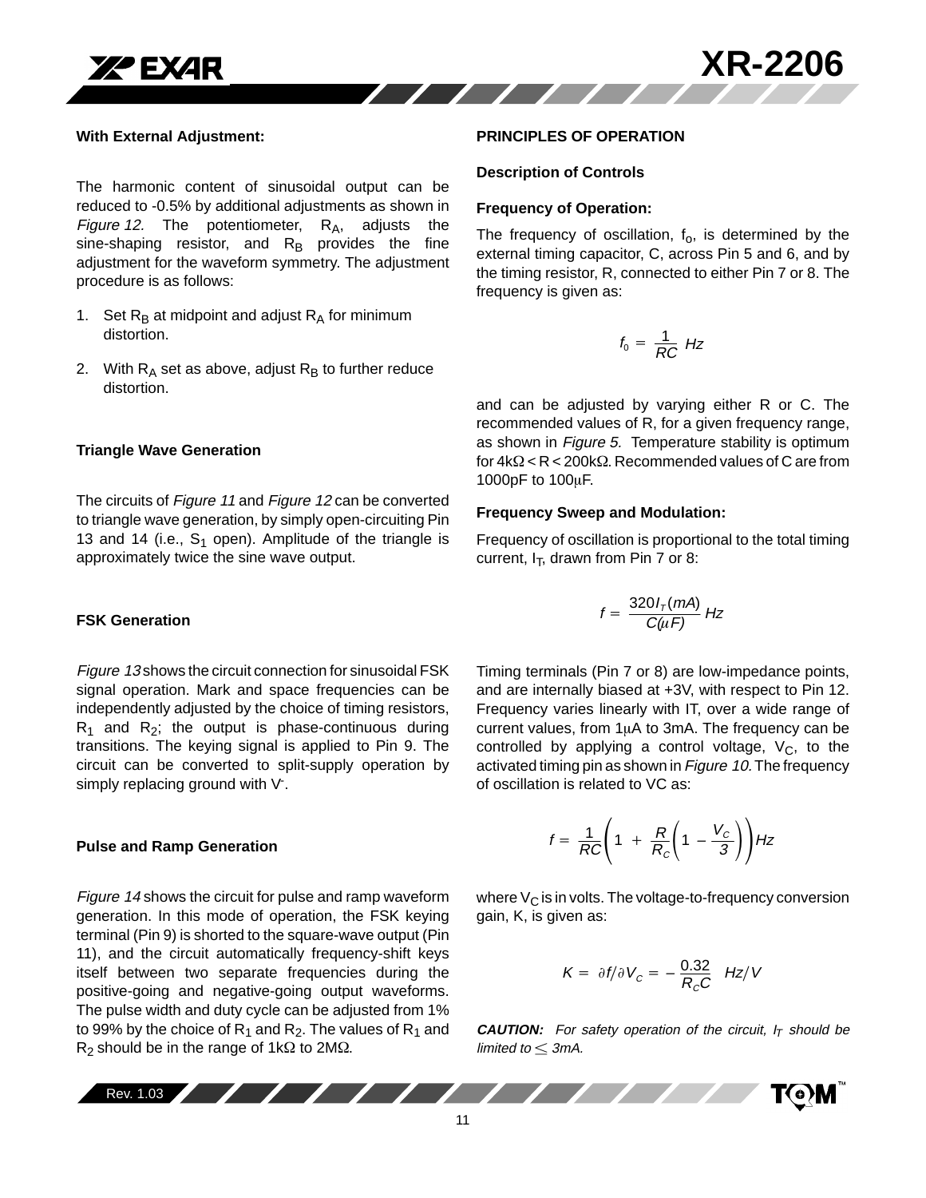### With External Adjustment:

The harmonic content of sinusoidal output can be reduced to -0.5% by additional adjustments as shown in *Figure 12.* The potentiometer, $R_A$, adjusts the sine-shaping resistor, and $R_B$ provides the fine adjustment for the waveform symmetry. The adjustment procedure is as follows:

1. Set $R_B$ at midpoint and adjust $R_A$ for minimum distortion.
2. With $R_A$ set as above, adjust $R_B$ to further reduce distortion.

### Triangle Wave Generation

The circuits of *Figure 11* and *Figure 12* can be converted to triangle wave generation, by simply open-circuiting Pin 13 and 14 (i.e., $S_1$ open). Amplitude of the triangle is approximately twice the sine wave output.

### FSK Generation

*Figure 13* shows the circuit connection for sinusoidal FSK signal operation. Mark and space frequencies can be independently adjusted by the choice of timing resistors, $R_1$ and $R_2$; the output is phase-continuous during transitions. The keying signal is applied to Pin 9. The circuit can be converted to split-supply operation by simply replacing ground with $V^-$.

### Pulse and Ramp Generation

*Figure 14* shows the circuit for pulse and ramp waveform generation. In this mode of operation, the FSK keying terminal (Pin 9) is shorted to the square-wave output (Pin 11), and the circuit automatically frequency-shift keys itself between two separate frequencies during the positive-going and negative-going output waveforms. The pulse width and duty cycle can be adjusted from 1% to 99% by the choice of $R_1$ and $R_2$. The values of $R_1$ and $R_2$ should be in the range of 1kΩ to 2MΩ.

## PRINCIPLES OF OPERATION

### Description of Controls

### Frequency of Operation:

The frequency of oscillation, $f_o$, is determined by the external timing capacitor, C, across Pin 5 and 6, and by the timing resistor, R, connected to either Pin 7 or 8. The frequency is given as:

$$f_0 = \frac{1}{RC}\ Hz$$

and can be adjusted by varying either R or C. The recommended values of R, for a given frequency range, as shown in *Figure 5.* Temperature stability is optimum for 4kΩ < R < 200kΩ. Recommended values of C are from 1000pF to 100μF.

### Frequency Sweep and Modulation:

Frequency of oscillation is proportional to the total timing current, $I_T$, drawn from Pin 7 or 8:

$$f = \frac{320 I_T(mA)}{C(\mu F)}\ Hz$$

Timing terminals (Pin 7 or 8) are low-impedance points, and are internally biased at +3V, with respect to Pin 12. Frequency varies linearly with IT, over a wide range of current values, from 1μA to 3mA. The frequency can be controlled by applying a control voltage, $V_C$, to the activated timing pin as shown in *Figure 10.* The frequency of oscillation is related to VC as:

$$f = \frac{1}{RC}\left(1 + \frac{R}{R_C}\left(1 - \frac{V_C}{3}\right)\right) Hz$$

where $V_C$ is in volts. The voltage-to-frequency conversion gain, K, is given as:

$$K = \partial f / \partial V_C = -\frac{0.32}{R_C C}\ \ Hz/V$$

***CAUTION:*** *For safety operation of the circuit, $I_T$ should be limited to $\leq$ 3mA.*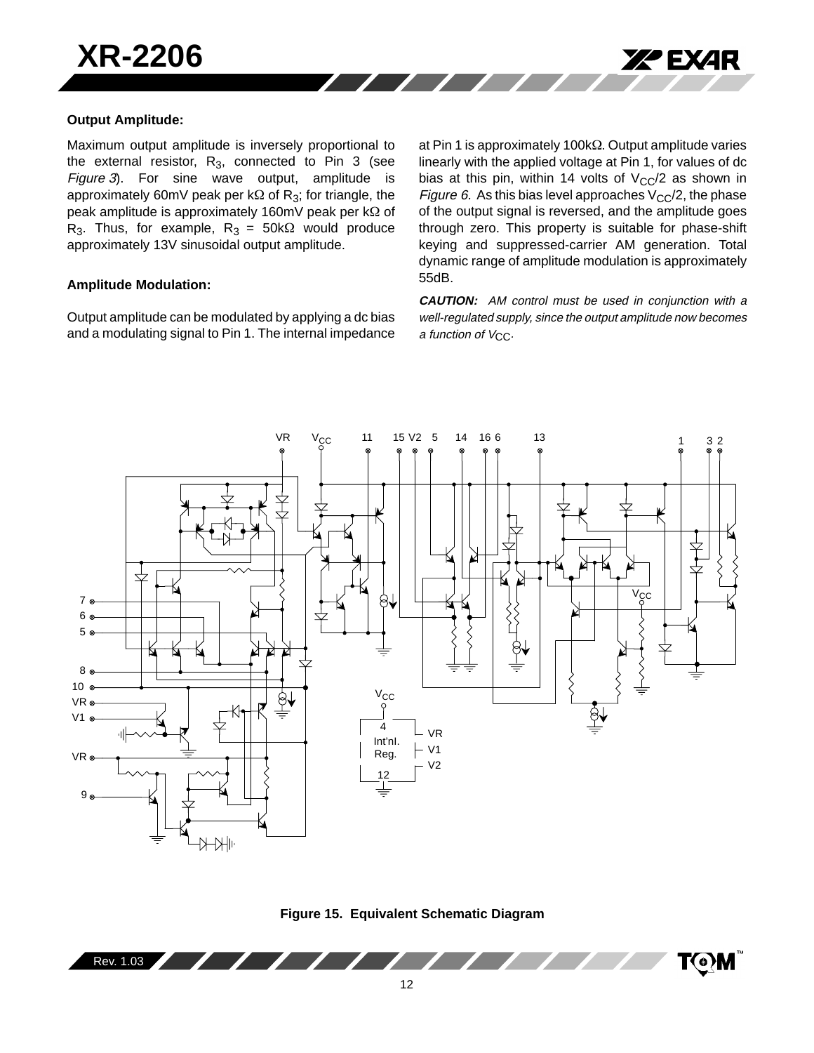### Output Amplitude:

Maximum output amplitude is inversely proportional to the external resistor, $R_3$, connected to Pin 3 (see *Figure 3*). For sine wave output, amplitude is approximately 60mV peak per kΩ of $R_3$; for triangle, the peak amplitude is approximately 160mV peak per kΩ of $R_3$. Thus, for example, $R_3$ = 50kΩ would produce approximately 13V sinusoidal output amplitude.

### Amplitude Modulation:

Output amplitude can be modulated by applying a dc bias and a modulating signal to Pin 1. The internal impedance at Pin 1 is approximately 100kΩ. Output amplitude varies linearly with the applied voltage at Pin 1, for values of dc bias at this pin, within 14 volts of $V_{CC}/2$ as shown in *Figure 6.* As this bias level approaches $V_{CC}/2$, the phase of the output signal is reversed, and the amplitude goes through zero. This property is suitable for phase-shift keying and suppressed-carrier AM generation. Total dynamic range of amplitude modulation is approximately 55dB.

***CAUTION:*** *AM control must be used in conjunction with a well-regulated supply, since the output amplitude now becomes a function of* $V_{CC}$.

**Figure 15. Equivalent Schematic Diagram**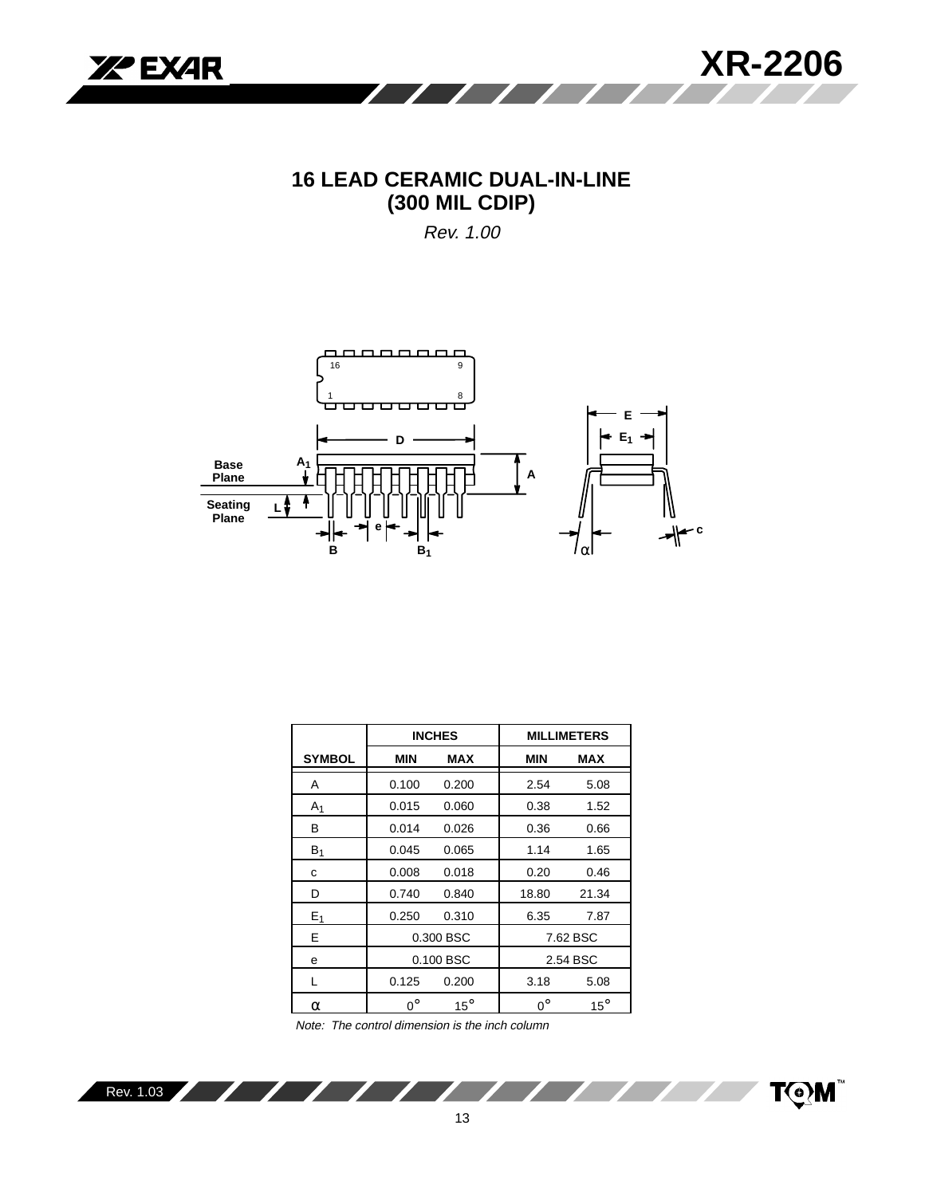# 16 LEAD CERAMIC DUAL-IN-LINE (300 MIL CDIP)

*Rev. 1.00*

| | INCHES | | MILLIMETERS | |
|---|---|---|---|---|
| SYMBOL | MIN | MAX | MIN | MAX |
| A | 0.100 | 0.200 | 2.54 | 5.08 |
| $A_1$ | 0.015 | 0.060 | 0.38 | 1.52 |
| B | 0.014 | 0.026 | 0.36 | 0.66 |
| $B_1$ | 0.045 | 0.065 | 1.14 | 1.65 |
| c | 0.008 | 0.018 | 0.20 | 0.46 |
| D | 0.740 | 0.840 | 18.80 | 21.34 |
| $E_1$ | 0.250 | 0.310 | 6.35 | 7.87 |
| E | 0.300 BSC | | 7.62 BSC | |
| e | 0.100 BSC | | 2.54 BSC | |
| L | 0.125 | 0.200 | 3.18 | 5.08 |
| $\alpha$ | 0° | 15° | 0° | 15° |

*Note: The control dimension is the inch column*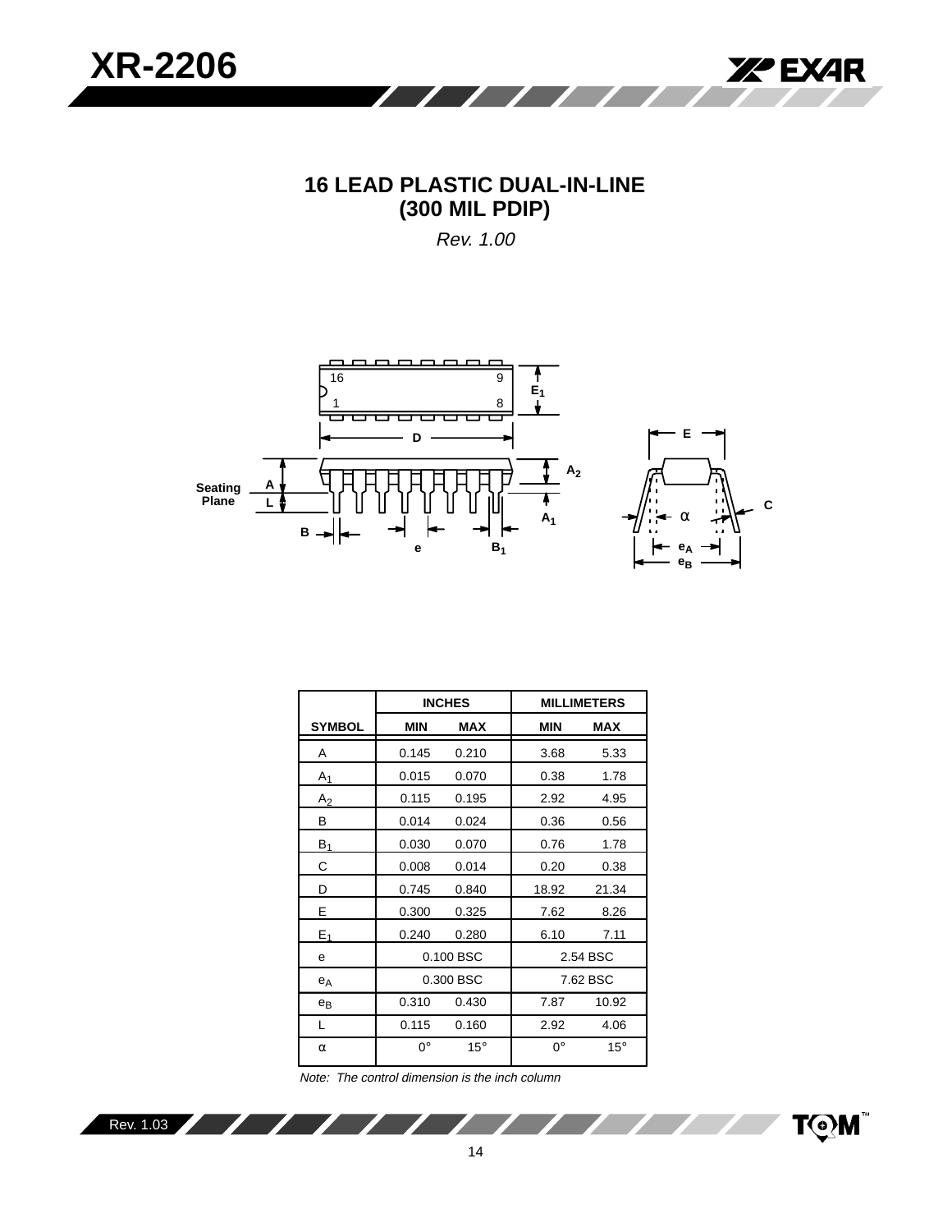## 16 LEAD PLASTIC DUAL-IN-LINE (300 MIL PDIP)

*Rev. 1.00*

| SYMBOL | INCHES MIN | INCHES MAX | MILLIMETERS MIN | MILLIMETERS MAX |
|---|---|---|---|---|
| A | 0.145 | 0.210 | 3.68 | 5.33 |
| $A_1$ | 0.015 | 0.070 | 0.38 | 1.78 |
| $A_2$ | 0.115 | 0.195 | 2.92 | 4.95 |
| B | 0.014 | 0.024 | 0.36 | 0.56 |
| $B_1$ | 0.030 | 0.070 | 0.76 | 1.78 |
| C | 0.008 | 0.014 | 0.20 | 0.38 |
| D | 0.745 | 0.840 | 18.92 | 21.34 |
| E | 0.300 | 0.325 | 7.62 | 8.26 |
| $E_1$ | 0.240 | 0.280 | 6.10 | 7.11 |
| e | 0.100 BSC | | 2.54 BSC | |
| $e_A$ | 0.300 BSC | | 7.62 BSC | |
| $e_B$ | 0.310 | 0.430 | 7.87 | 10.92 |
| L | 0.115 | 0.160 | 2.92 | 4.06 |
| α | 0° | 15° | 0° | 15° |

*Note: The control dimension is the inch column*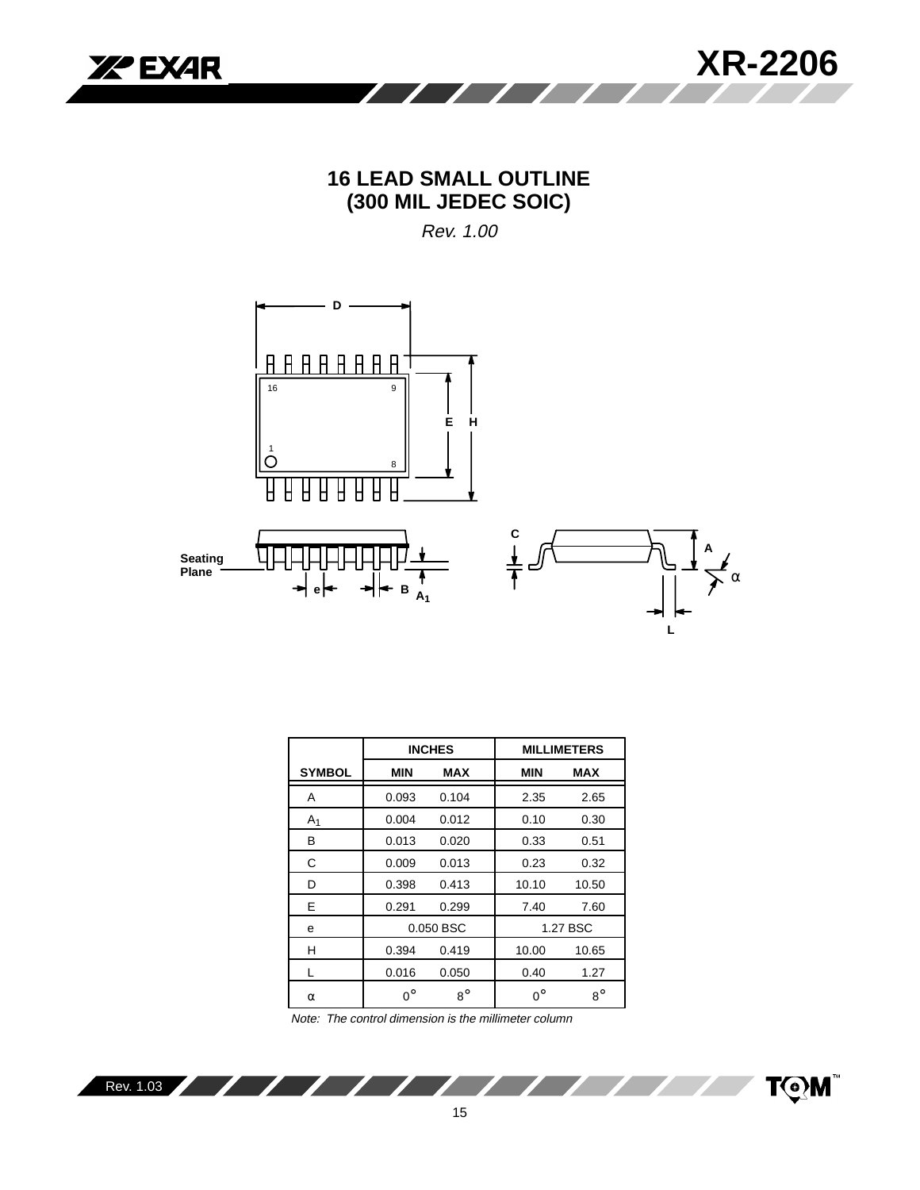# 16 LEAD SMALL OUTLINE
# (300 MIL JEDEC SOIC)

*Rev. 1.00*

| SYMBOL | INCHES | | MILLIMETERS | |
|---|---|---|---|---|
| | MIN | MAX | MIN | MAX |
| A | 0.093 | 0.104 | 2.35 | 2.65 |
| $A_1$ | 0.004 | 0.012 | 0.10 | 0.30 |
| B | 0.013 | 0.020 | 0.33 | 0.51 |
| C | 0.009 | 0.013 | 0.23 | 0.32 |
| D | 0.398 | 0.413 | 10.10 | 10.50 |
| E | 0.291 | 0.299 | 7.40 | 7.60 |
| e | 0.050 BSC | | 1.27 BSC | |
| H | 0.394 | 0.419 | 10.00 | 10.65 |
| L | 0.016 | 0.050 | 0.40 | 1.27 |
| α | 0° | 8° | 0° | 8° |

*Note: The control dimension is the millimeter column*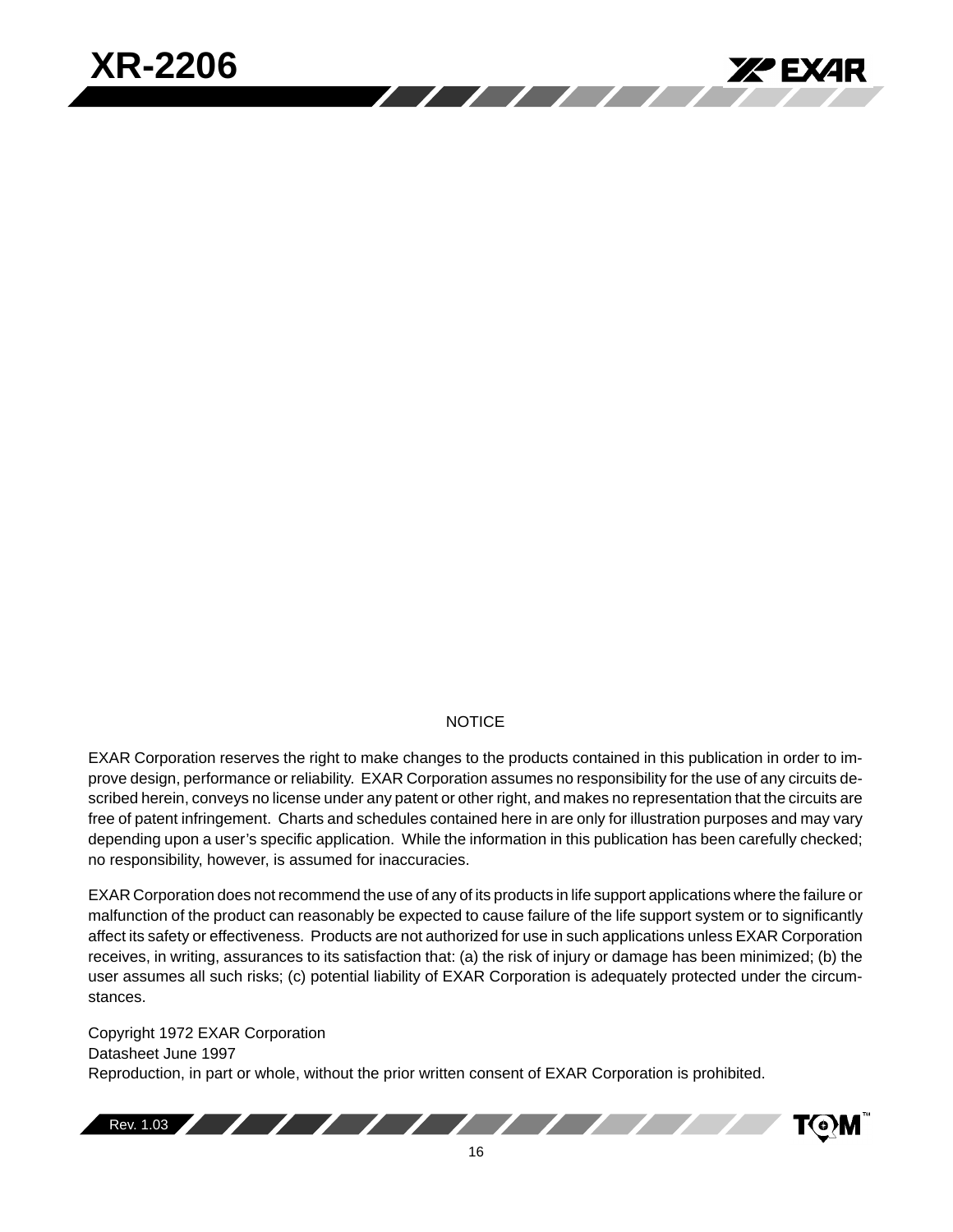NOTICE

EXAR Corporation reserves the right to make changes to the products contained in this publication in order to improve design, performance or reliability. EXAR Corporation assumes no responsibility for the use of any circuits described herein, conveys no license under any patent or other right, and makes no representation that the circuits are free of patent infringement. Charts and schedules contained here in are only for illustration purposes and may vary depending upon a user's specific application. While the information in this publication has been carefully checked; no responsibility, however, is assumed for inaccuracies.

EXAR Corporation does not recommend the use of any of its products in life support applications where the failure or malfunction of the product can reasonably be expected to cause failure of the life support system or to significantly affect its safety or effectiveness. Products are not authorized for use in such applications unless EXAR Corporation receives, in writing, assurances to its satisfaction that: (a) the risk of injury or damage has been minimized; (b) the user assumes all such risks; (c) potential liability of EXAR Corporation is adequately protected under the circumstances.

Copyright 1972 EXAR Corporation
Datasheet June 1997
Reproduction, in part or whole, without the prior written consent of EXAR Corporation is prohibited.